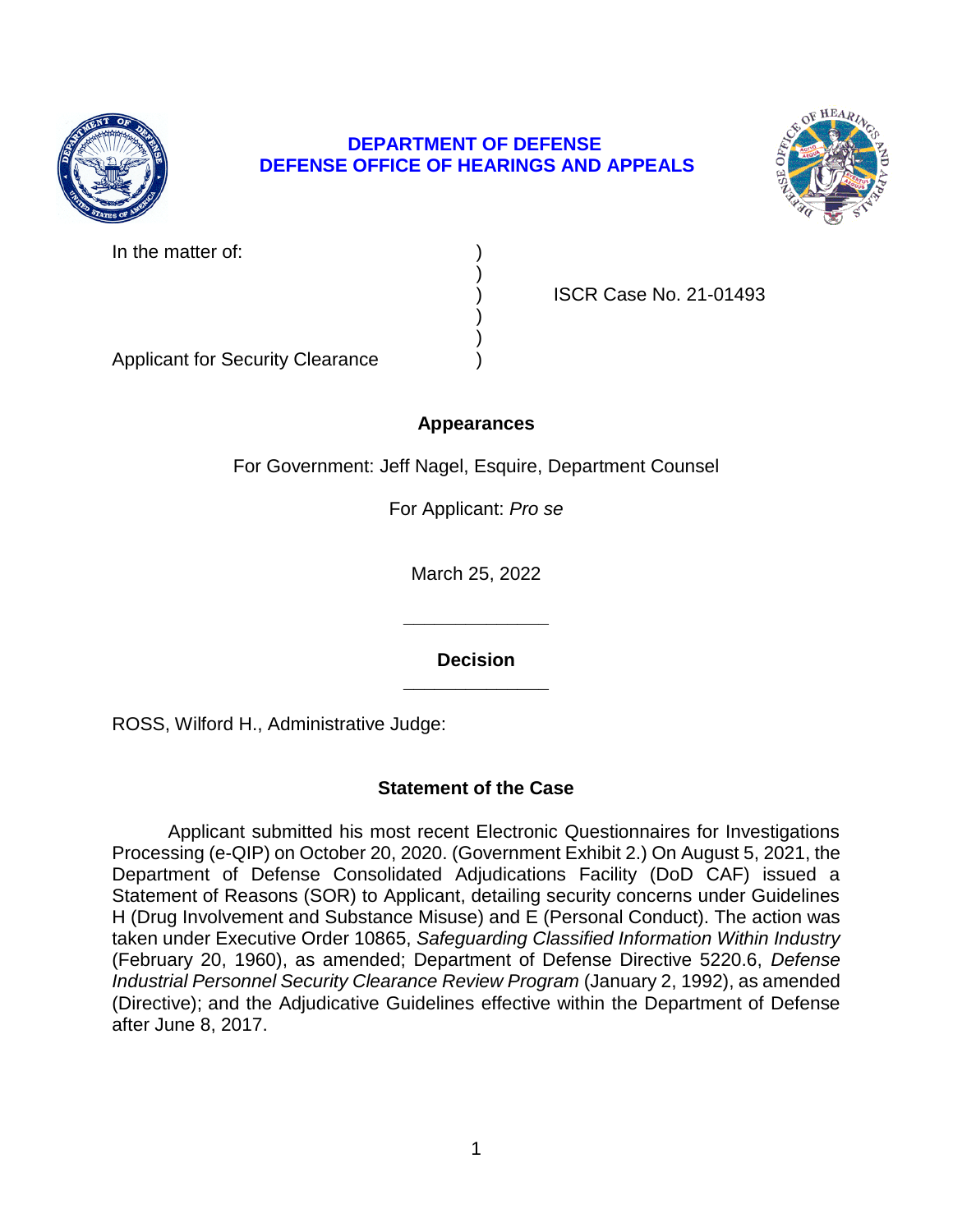**DEPARTMENT OF DEFENSE**
**DEFENSE OFFICE OF HEARINGS AND APPEALS**

| | | |
|---|---|---|
| In the matter of: | ) | |
| | ) | |
| | ) | ISCR Case No. 21-01493 |
| | ) | |
| | ) | |
| Applicant for Security Clearance | ) | |

## Appearances

For Government: Jeff Nagel, Esquire, Department Counsel

For Applicant: *Pro se*

March 25, 2022

---

## Decision

---

ROSS, Wilford H., Administrative Judge:

## Statement of the Case

Applicant submitted his most recent Electronic Questionnaires for Investigations Processing (e-QIP) on October 20, 2020. (Government Exhibit 2.) On August 5, 2021, the Department of Defense Consolidated Adjudications Facility (DoD CAF) issued a Statement of Reasons (SOR) to Applicant, detailing security concerns under Guidelines H (Drug Involvement and Substance Misuse) and E (Personal Conduct). The action was taken under Executive Order 10865, *Safeguarding Classified Information Within Industry* (February 20, 1960), as amended; Department of Defense Directive 5220.6, *Defense Industrial Personnel Security Clearance Review Program* (January 2, 1992), as amended (Directive); and the Adjudicative Guidelines effective within the Department of Defense after June 8, 2017.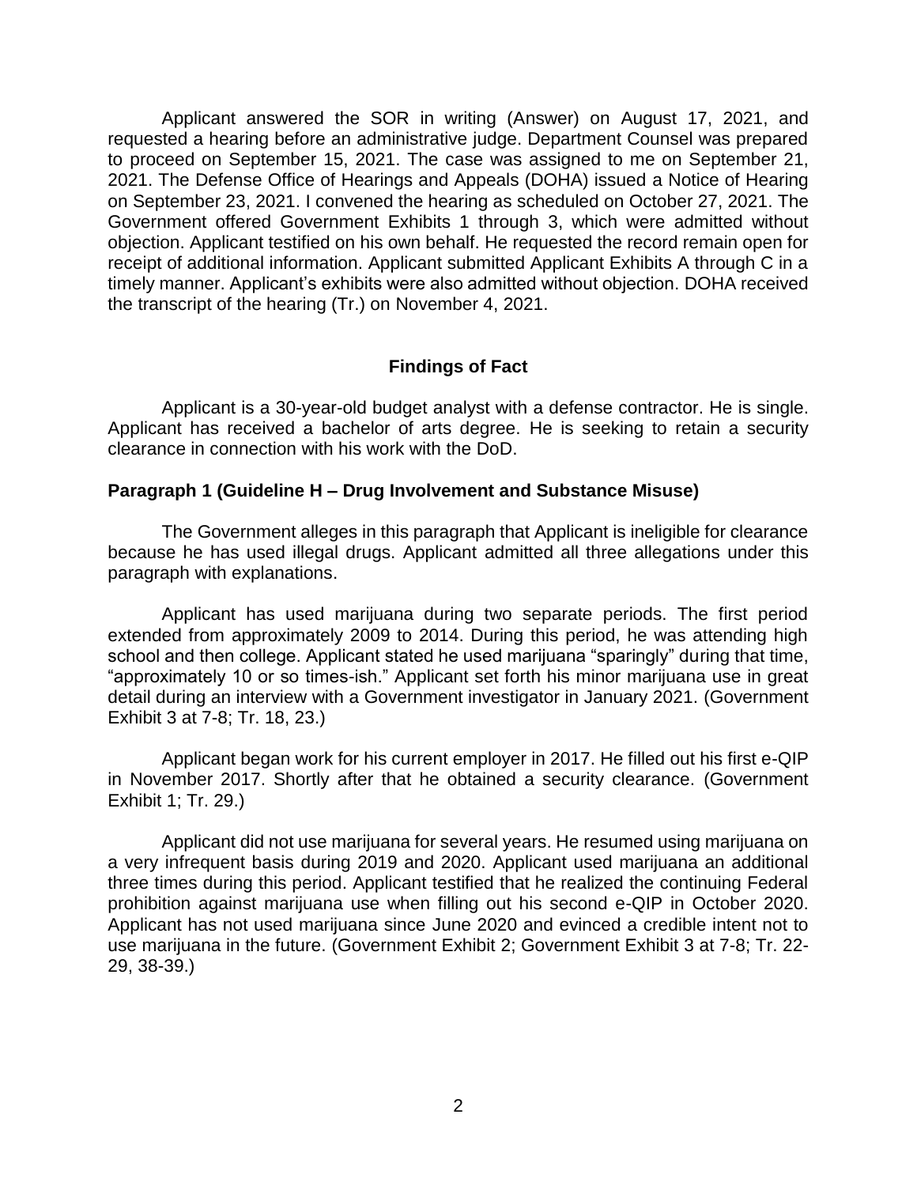Applicant answered the SOR in writing (Answer) on August 17, 2021, and requested a hearing before an administrative judge. Department Counsel was prepared to proceed on September 15, 2021. The case was assigned to me on September 21, 2021. The Defense Office of Hearings and Appeals (DOHA) issued a Notice of Hearing on September 23, 2021. I convened the hearing as scheduled on October 27, 2021. The Government offered Government Exhibits 1 through 3, which were admitted without objection. Applicant testified on his own behalf. He requested the record remain open for receipt of additional information. Applicant submitted Applicant Exhibits A through C in a timely manner. Applicant's exhibits were also admitted without objection. DOHA received the transcript of the hearing (Tr.) on November 4, 2021.

## Findings of Fact

Applicant is a 30-year-old budget analyst with a defense contractor. He is single. Applicant has received a bachelor of arts degree. He is seeking to retain a security clearance in connection with his work with the DoD.

### Paragraph 1 (Guideline H – Drug Involvement and Substance Misuse)

The Government alleges in this paragraph that Applicant is ineligible for clearance because he has used illegal drugs. Applicant admitted all three allegations under this paragraph with explanations.

Applicant has used marijuana during two separate periods. The first period extended from approximately 2009 to 2014. During this period, he was attending high school and then college. Applicant stated he used marijuana "sparingly" during that time, "approximately 10 or so times-ish." Applicant set forth his minor marijuana use in great detail during an interview with a Government investigator in January 2021. (Government Exhibit 3 at 7-8; Tr. 18, 23.)

Applicant began work for his current employer in 2017. He filled out his first e-QIP in November 2017. Shortly after that he obtained a security clearance. (Government Exhibit 1; Tr. 29.)

Applicant did not use marijuana for several years. He resumed using marijuana on a very infrequent basis during 2019 and 2020. Applicant used marijuana an additional three times during this period. Applicant testified that he realized the continuing Federal prohibition against marijuana use when filling out his second e-QIP in October 2020. Applicant has not used marijuana since June 2020 and evinced a credible intent not to use marijuana in the future. (Government Exhibit 2; Government Exhibit 3 at 7-8; Tr. 22-29, 38-39.)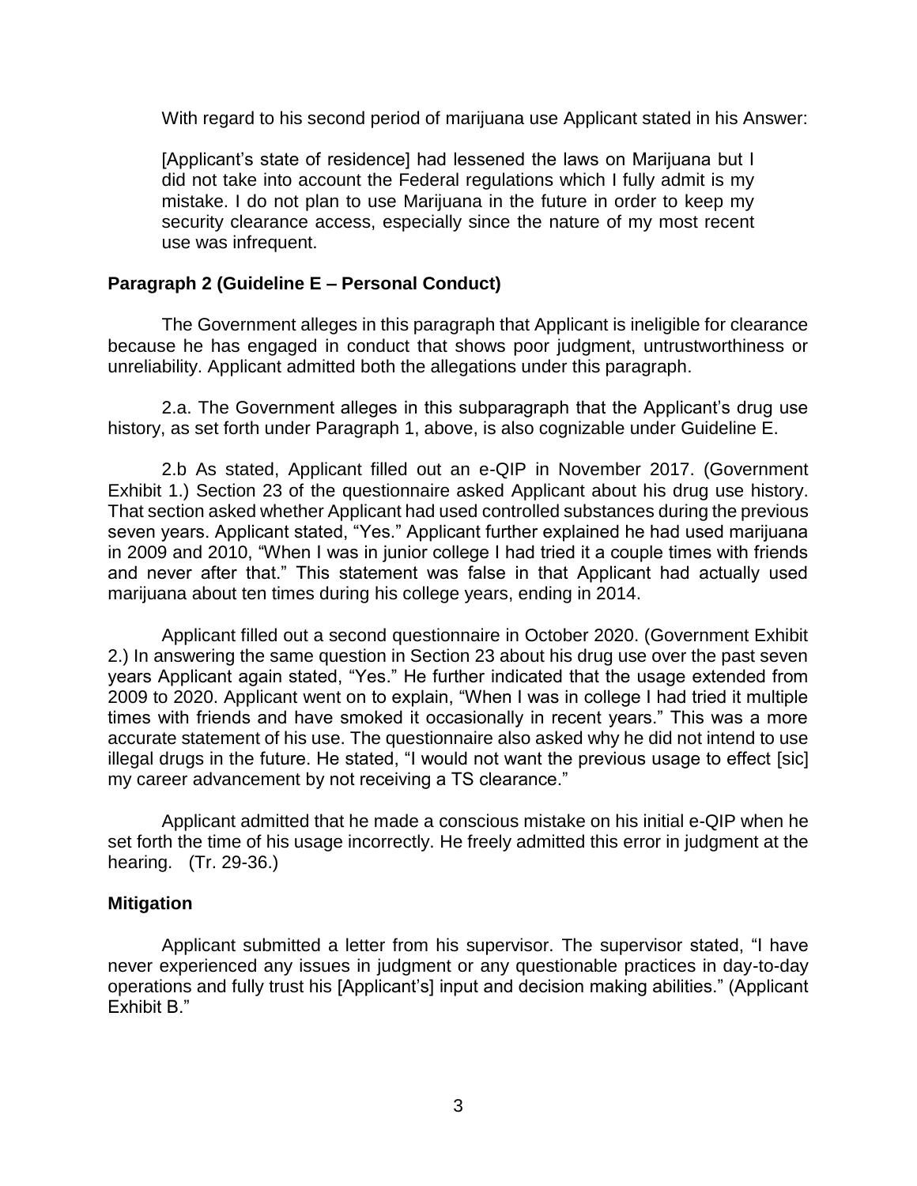With regard to his second period of marijuana use Applicant stated in his Answer:

> [Applicant's state of residence] had lessened the laws on Marijuana but I did not take into account the Federal regulations which I fully admit is my mistake. I do not plan to use Marijuana in the future in order to keep my security clearance access, especially since the nature of my most recent use was infrequent.

### Paragraph 2 (Guideline E – Personal Conduct)

The Government alleges in this paragraph that Applicant is ineligible for clearance because he has engaged in conduct that shows poor judgment, untrustworthiness or unreliability. Applicant admitted both the allegations under this paragraph.

2.a. The Government alleges in this subparagraph that the Applicant's drug use history, as set forth under Paragraph 1, above, is also cognizable under Guideline E.

2.b As stated, Applicant filled out an e-QIP in November 2017. (Government Exhibit 1.) Section 23 of the questionnaire asked Applicant about his drug use history. That section asked whether Applicant had used controlled substances during the previous seven years. Applicant stated, "Yes." Applicant further explained he had used marijuana in 2009 and 2010, "When I was in junior college I had tried it a couple times with friends and never after that." This statement was false in that Applicant had actually used marijuana about ten times during his college years, ending in 2014.

Applicant filled out a second questionnaire in October 2020. (Government Exhibit 2.) In answering the same question in Section 23 about his drug use over the past seven years Applicant again stated, "Yes." He further indicated that the usage extended from 2009 to 2020. Applicant went on to explain, "When I was in college I had tried it multiple times with friends and have smoked it occasionally in recent years." This was a more accurate statement of his use. The questionnaire also asked why he did not intend to use illegal drugs in the future. He stated, "I would not want the previous usage to effect [sic] my career advancement by not receiving a TS clearance."

Applicant admitted that he made a conscious mistake on his initial e-QIP when he set forth the time of his usage incorrectly. He freely admitted this error in judgment at the hearing. (Tr. 29-36.)

### Mitigation

Applicant submitted a letter from his supervisor. The supervisor stated, "I have never experienced any issues in judgment or any questionable practices in day-to-day operations and fully trust his [Applicant's] input and decision making abilities." (Applicant Exhibit B."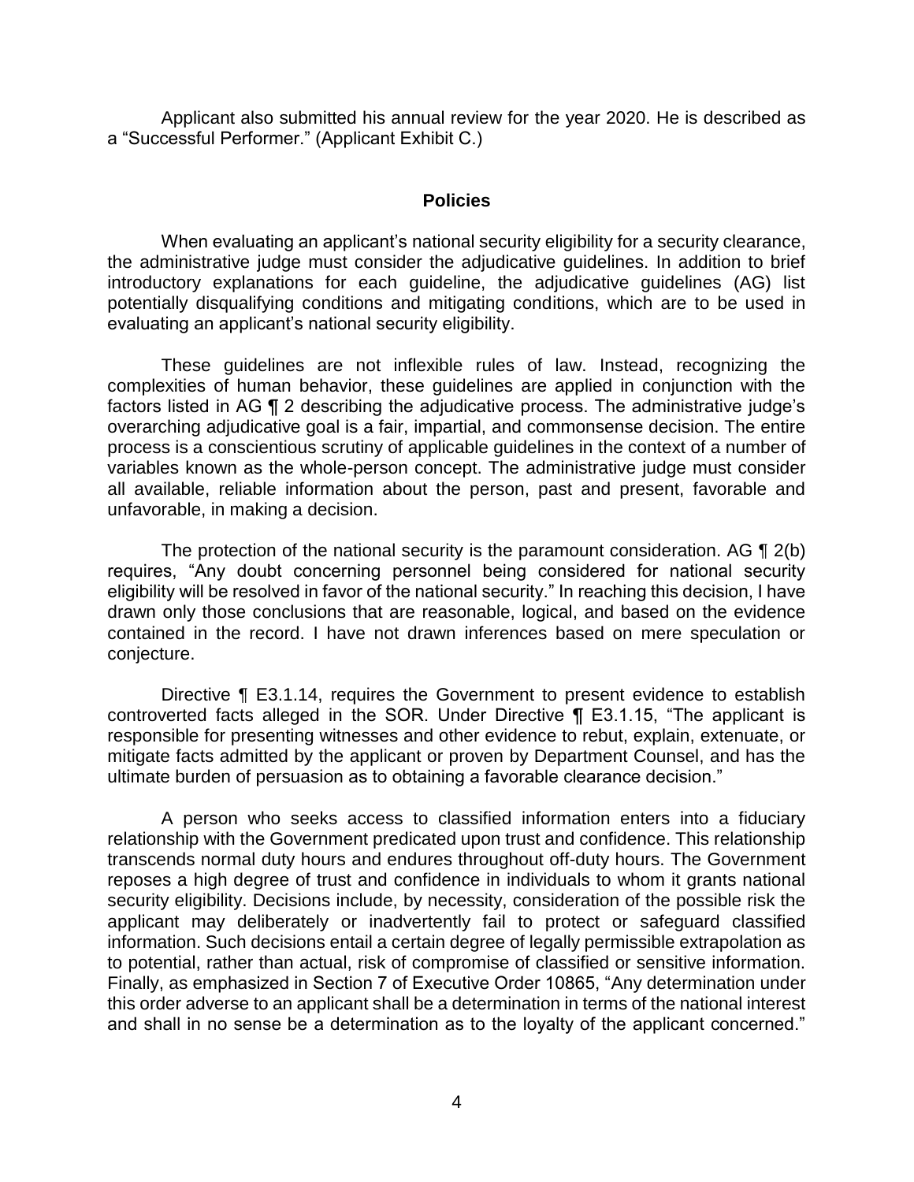Applicant also submitted his annual review for the year 2020. He is described as a "Successful Performer." (Applicant Exhibit C.)

## Policies

When evaluating an applicant's national security eligibility for a security clearance, the administrative judge must consider the adjudicative guidelines. In addition to brief introductory explanations for each guideline, the adjudicative guidelines (AG) list potentially disqualifying conditions and mitigating conditions, which are to be used in evaluating an applicant's national security eligibility.

These guidelines are not inflexible rules of law. Instead, recognizing the complexities of human behavior, these guidelines are applied in conjunction with the factors listed in AG ¶ 2 describing the adjudicative process. The administrative judge's overarching adjudicative goal is a fair, impartial, and commonsense decision. The entire process is a conscientious scrutiny of applicable guidelines in the context of a number of variables known as the whole-person concept. The administrative judge must consider all available, reliable information about the person, past and present, favorable and unfavorable, in making a decision.

The protection of the national security is the paramount consideration. AG ¶ 2(b) requires, "Any doubt concerning personnel being considered for national security eligibility will be resolved in favor of the national security." In reaching this decision, I have drawn only those conclusions that are reasonable, logical, and based on the evidence contained in the record. I have not drawn inferences based on mere speculation or conjecture.

Directive ¶ E3.1.14, requires the Government to present evidence to establish controverted facts alleged in the SOR. Under Directive ¶ E3.1.15, "The applicant is responsible for presenting witnesses and other evidence to rebut, explain, extenuate, or mitigate facts admitted by the applicant or proven by Department Counsel, and has the ultimate burden of persuasion as to obtaining a favorable clearance decision."

A person who seeks access to classified information enters into a fiduciary relationship with the Government predicated upon trust and confidence. This relationship transcends normal duty hours and endures throughout off-duty hours. The Government reposes a high degree of trust and confidence in individuals to whom it grants national security eligibility. Decisions include, by necessity, consideration of the possible risk the applicant may deliberately or inadvertently fail to protect or safeguard classified information. Such decisions entail a certain degree of legally permissible extrapolation as to potential, rather than actual, risk of compromise of classified or sensitive information. Finally, as emphasized in Section 7 of Executive Order 10865, "Any determination under this order adverse to an applicant shall be a determination in terms of the national interest and shall in no sense be a determination as to the loyalty of the applicant concerned."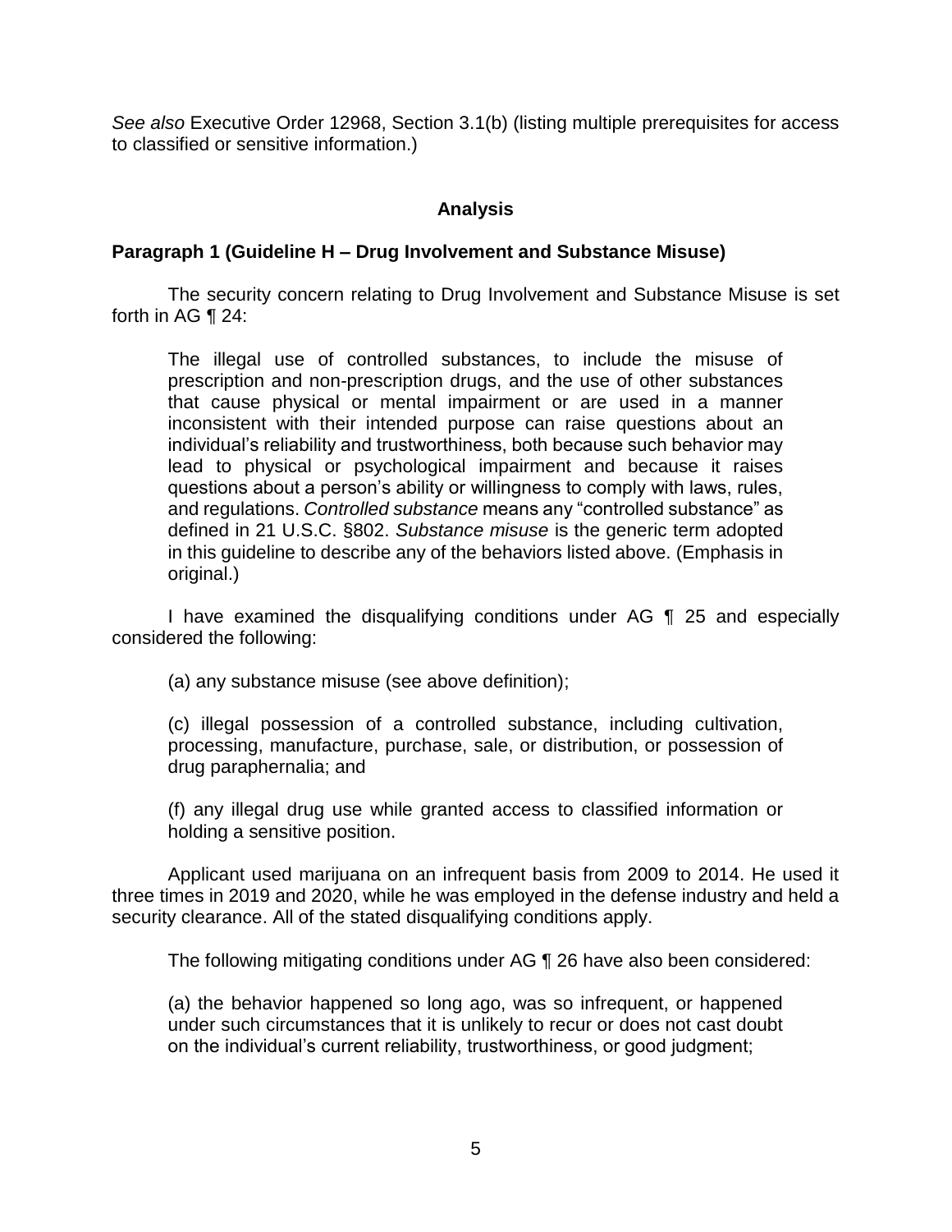*See also* Executive Order 12968, Section 3.1(b) (listing multiple prerequisites for access to classified or sensitive information.)

## Analysis

### Paragraph 1 (Guideline H – Drug Involvement and Substance Misuse)

The security concern relating to Drug Involvement and Substance Misuse is set forth in AG ¶ 24:

> The illegal use of controlled substances, to include the misuse of prescription and non-prescription drugs, and the use of other substances that cause physical or mental impairment or are used in a manner inconsistent with their intended purpose can raise questions about an individual's reliability and trustworthiness, both because such behavior may lead to physical or psychological impairment and because it raises questions about a person's ability or willingness to comply with laws, rules, and regulations. *Controlled substance* means any "controlled substance" as defined in 21 U.S.C. §802. *Substance misuse* is the generic term adopted in this guideline to describe any of the behaviors listed above. (Emphasis in original.)

I have examined the disqualifying conditions under AG ¶ 25 and especially considered the following:

> (a) any substance misuse (see above definition);
>
> (c) illegal possession of a controlled substance, including cultivation, processing, manufacture, purchase, sale, or distribution, or possession of drug paraphernalia; and
>
> (f) any illegal drug use while granted access to classified information or holding a sensitive position.

Applicant used marijuana on an infrequent basis from 2009 to 2014. He used it three times in 2019 and 2020, while he was employed in the defense industry and held a security clearance. All of the stated disqualifying conditions apply.

The following mitigating conditions under AG ¶ 26 have also been considered:

> (a) the behavior happened so long ago, was so infrequent, or happened under such circumstances that it is unlikely to recur or does not cast doubt on the individual's current reliability, trustworthiness, or good judgment;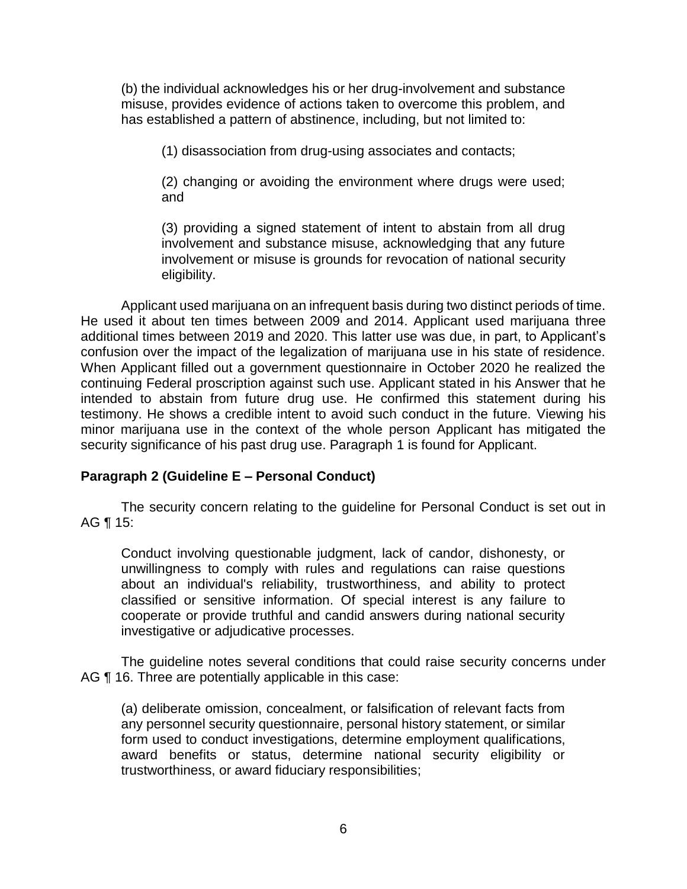(b) the individual acknowledges his or her drug-involvement and substance misuse, provides evidence of actions taken to overcome this problem, and has established a pattern of abstinence, including, but not limited to:

> (1) disassociation from drug-using associates and contacts;
>
> (2) changing or avoiding the environment where drugs were used; and
>
> (3) providing a signed statement of intent to abstain from all drug involvement and substance misuse, acknowledging that any future involvement or misuse is grounds for revocation of national security eligibility.

Applicant used marijuana on an infrequent basis during two distinct periods of time. He used it about ten times between 2009 and 2014. Applicant used marijuana three additional times between 2019 and 2020. This latter use was due, in part, to Applicant's confusion over the impact of the legalization of marijuana use in his state of residence. When Applicant filled out a government questionnaire in October 2020 he realized the continuing Federal proscription against such use. Applicant stated in his Answer that he intended to abstain from future drug use. He confirmed this statement during his testimony. He shows a credible intent to avoid such conduct in the future. Viewing his minor marijuana use in the context of the whole person Applicant has mitigated the security significance of his past drug use. Paragraph 1 is found for Applicant.

**Paragraph 2 (Guideline E – Personal Conduct)**

The security concern relating to the guideline for Personal Conduct is set out in AG ¶ 15:

> Conduct involving questionable judgment, lack of candor, dishonesty, or unwillingness to comply with rules and regulations can raise questions about an individual's reliability, trustworthiness, and ability to protect classified or sensitive information. Of special interest is any failure to cooperate or provide truthful and candid answers during national security investigative or adjudicative processes.

The guideline notes several conditions that could raise security concerns under AG ¶ 16. Three are potentially applicable in this case:

> (a) deliberate omission, concealment, or falsification of relevant facts from any personnel security questionnaire, personal history statement, or similar form used to conduct investigations, determine employment qualifications, award benefits or status, determine national security eligibility or trustworthiness, or award fiduciary responsibilities;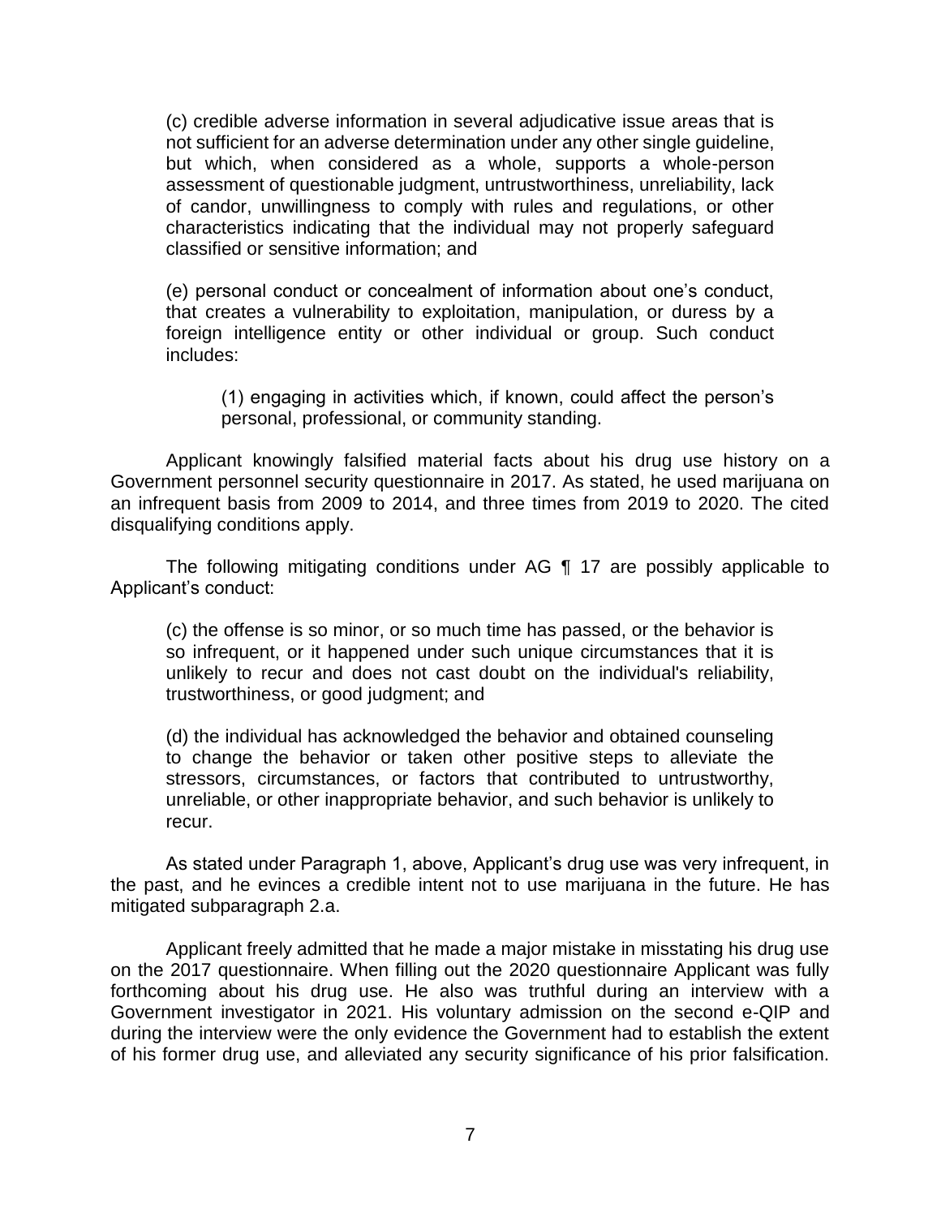(c) credible adverse information in several adjudicative issue areas that is not sufficient for an adverse determination under any other single guideline, but which, when considered as a whole, supports a whole-person assessment of questionable judgment, untrustworthiness, unreliability, lack of candor, unwillingness to comply with rules and regulations, or other characteristics indicating that the individual may not properly safeguard classified or sensitive information; and

(e) personal conduct or concealment of information about one's conduct, that creates a vulnerability to exploitation, manipulation, or duress by a foreign intelligence entity or other individual or group. Such conduct includes:

> (1) engaging in activities which, if known, could affect the person's personal, professional, or community standing.

Applicant knowingly falsified material facts about his drug use history on a Government personnel security questionnaire in 2017. As stated, he used marijuana on an infrequent basis from 2009 to 2014, and three times from 2019 to 2020. The cited disqualifying conditions apply.

The following mitigating conditions under AG ¶ 17 are possibly applicable to Applicant's conduct:

(c) the offense is so minor, or so much time has passed, or the behavior is so infrequent, or it happened under such unique circumstances that it is unlikely to recur and does not cast doubt on the individual's reliability, trustworthiness, or good judgment; and

(d) the individual has acknowledged the behavior and obtained counseling to change the behavior or taken other positive steps to alleviate the stressors, circumstances, or factors that contributed to untrustworthy, unreliable, or other inappropriate behavior, and such behavior is unlikely to recur.

As stated under Paragraph 1, above, Applicant's drug use was very infrequent, in the past, and he evinces a credible intent not to use marijuana in the future. He has mitigated subparagraph 2.a.

Applicant freely admitted that he made a major mistake in misstating his drug use on the 2017 questionnaire. When filling out the 2020 questionnaire Applicant was fully forthcoming about his drug use. He also was truthful during an interview with a Government investigator in 2021. His voluntary admission on the second e-QIP and during the interview were the only evidence the Government had to establish the extent of his former drug use, and alleviated any security significance of his prior falsification.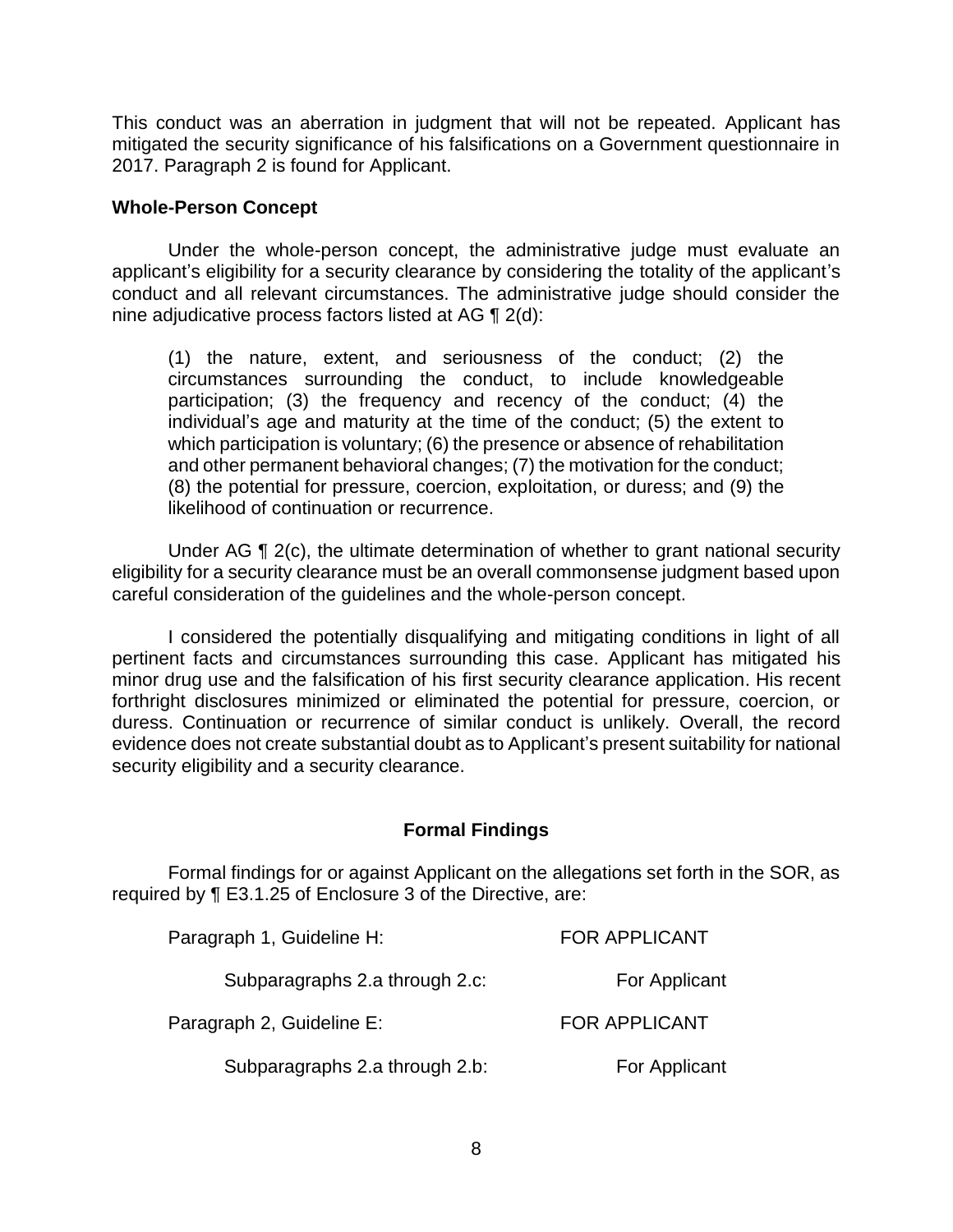This conduct was an aberration in judgment that will not be repeated. Applicant has mitigated the security significance of his falsifications on a Government questionnaire in 2017. Paragraph 2 is found for Applicant.

**Whole-Person Concept**

Under the whole-person concept, the administrative judge must evaluate an applicant's eligibility for a security clearance by considering the totality of the applicant's conduct and all relevant circumstances. The administrative judge should consider the nine adjudicative process factors listed at AG ¶ 2(d):

> (1) the nature, extent, and seriousness of the conduct; (2) the circumstances surrounding the conduct, to include knowledgeable participation; (3) the frequency and recency of the conduct; (4) the individual's age and maturity at the time of the conduct; (5) the extent to which participation is voluntary; (6) the presence or absence of rehabilitation and other permanent behavioral changes; (7) the motivation for the conduct; (8) the potential for pressure, coercion, exploitation, or duress; and (9) the likelihood of continuation or recurrence.

Under AG ¶ 2(c), the ultimate determination of whether to grant national security eligibility for a security clearance must be an overall commonsense judgment based upon careful consideration of the guidelines and the whole-person concept.

I considered the potentially disqualifying and mitigating conditions in light of all pertinent facts and circumstances surrounding this case. Applicant has mitigated his minor drug use and the falsification of his first security clearance application. His recent forthright disclosures minimized or eliminated the potential for pressure, coercion, or duress. Continuation or recurrence of similar conduct is unlikely. Overall, the record evidence does not create substantial doubt as to Applicant's present suitability for national security eligibility and a security clearance.

## Formal Findings

Formal findings for or against Applicant on the allegations set forth in the SOR, as required by ¶ E3.1.25 of Enclosure 3 of the Directive, are:

| | |
|---|---|
| Paragraph 1, Guideline H: | FOR APPLICANT |
| Subparagraphs 2.a through 2.c: | For Applicant |
| Paragraph 2, Guideline E: | FOR APPLICANT |
| Subparagraphs 2.a through 2.b: | For Applicant |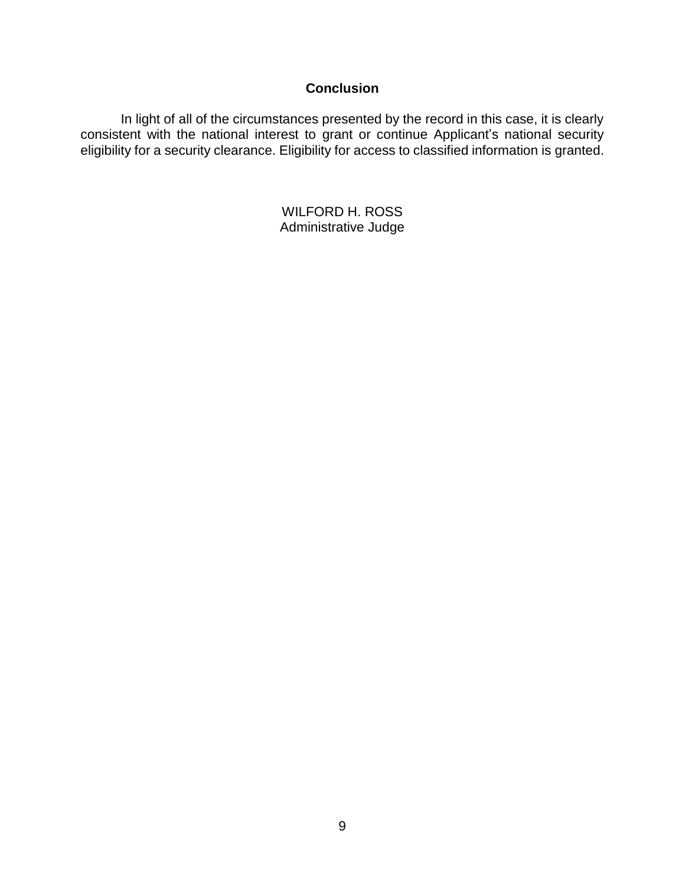## Conclusion

In light of all of the circumstances presented by the record in this case, it is clearly consistent with the national interest to grant or continue Applicant's national security eligibility for a security clearance. Eligibility for access to classified information is granted.

WILFORD H. ROSS
Administrative Judge